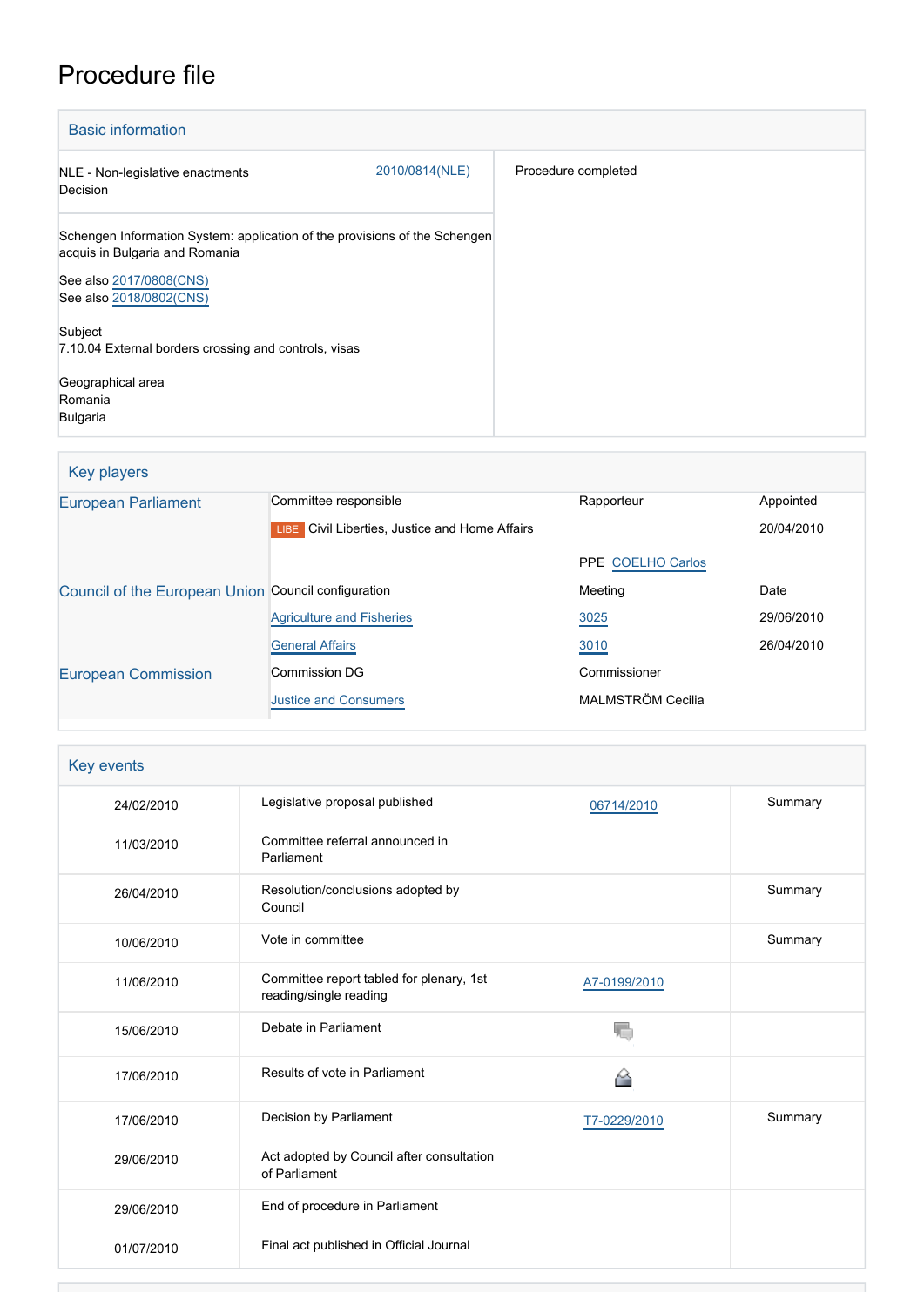# Procedure file

## Basic information

| | |
|---|---|
| NLE - Non-legislative enactments<br>Decision | 2010/0814(NLE) |
| Procedure completed | |

Schengen Information System: application of the provisions of the Schengen acquis in Bulgaria and Romania

See also 2017/0808(CNS)
See also 2018/0802(CNS)

Subject
7.10.04 External borders crossing and controls, visas

Geographical area
Romania
Bulgaria

## Key players

| | | | |
|---|---|---|---|
| European Parliament | Committee responsible | Rapporteur | Appointed |
| | LIBE Civil Liberties, Justice and Home Affairs | | 20/04/2010 |
| | | PPE COELHO Carlos | |
| Council of the European Union | Council configuration | Meeting | Date |
| | Agriculture and Fisheries | 3025 | 29/06/2010 |
| | General Affairs | 3010 | 26/04/2010 |
| European Commission | Commission DG | Commissioner | |
| | Justice and Consumers | MALMSTRÖM Cecilia | |

## Key events

| | | | |
|---|---|---|---|
| 24/02/2010 | Legislative proposal published | 06714/2010 | Summary |
| 11/03/2010 | Committee referral announced in Parliament | | |
| 26/04/2010 | Resolution/conclusions adopted by Council | | Summary |
| 10/06/2010 | Vote in committee | | Summary |
| 11/06/2010 | Committee report tabled for plenary, 1st reading/single reading | A7-0199/2010 | |
| 15/06/2010 | Debate in Parliament | | |
| 17/06/2010 | Results of vote in Parliament | | |
| 17/06/2010 | Decision by Parliament | T7-0229/2010 | Summary |
| 29/06/2010 | Act adopted by Council after consultation of Parliament | | |
| 29/06/2010 | End of procedure in Parliament | | |
| 01/07/2010 | Final act published in Official Journal | | |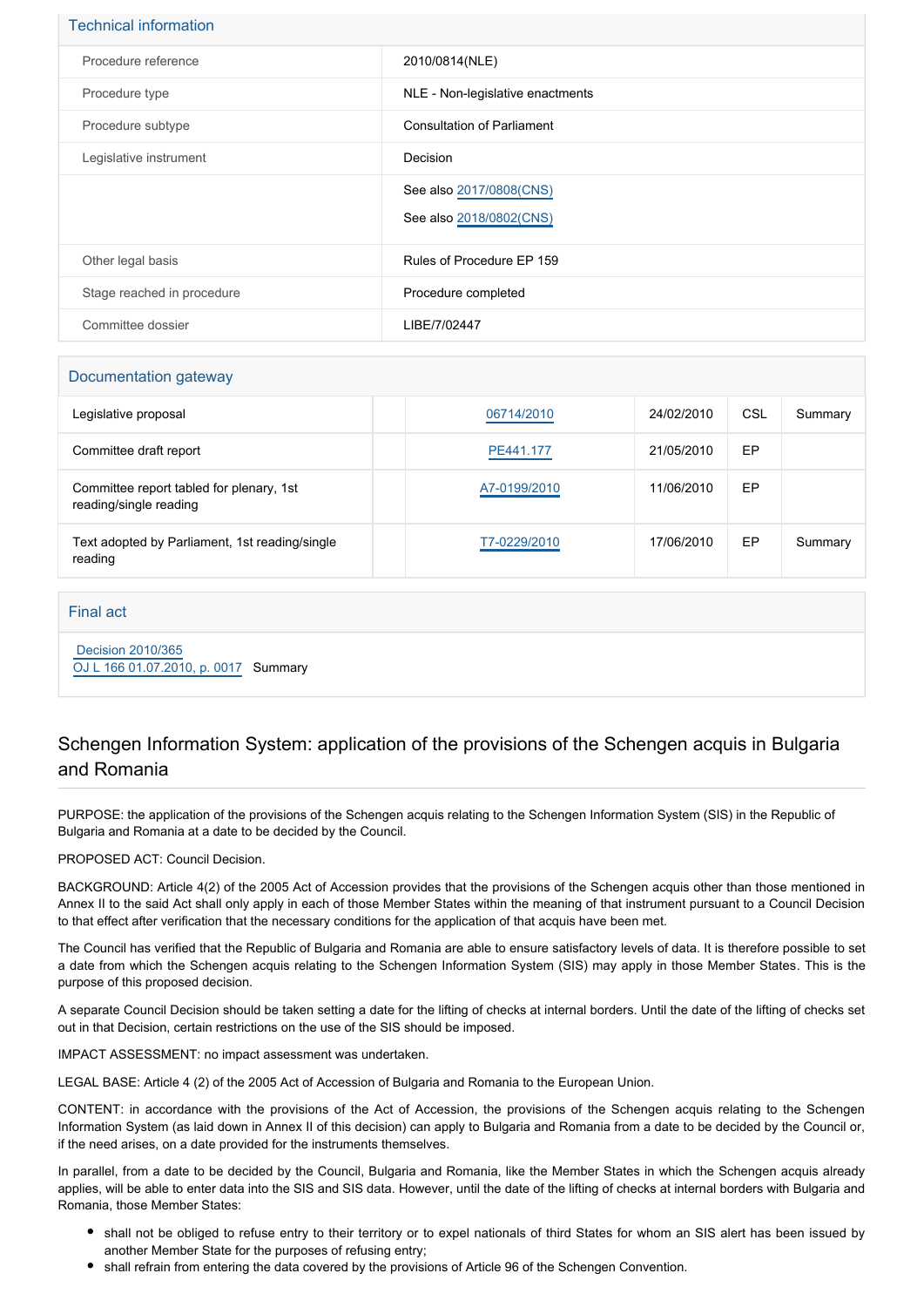## Technical information

| | |
|---|---|
| Procedure reference | 2010/0814(NLE) |
| Procedure type | NLE - Non-legislative enactments |
| Procedure subtype | Consultation of Parliament |
| Legislative instrument | Decision |
| | See also 2017/0808(CNS)<br>See also 2018/0802(CNS) |
| Other legal basis | Rules of Procedure EP 159 |
| Stage reached in procedure | Procedure completed |
| Committee dossier | LIBE/7/02447 |

## Documentation gateway

| | | | | | |
|---|---|---|---|---|---|
| Legislative proposal | | 06714/2010 | 24/02/2010 | CSL | Summary |
| Committee draft report | | PE441.177 | 21/05/2010 | EP | |
| Committee report tabled for plenary, 1st reading/single reading | | A7-0199/2010 | 11/06/2010 | EP | |
| Text adopted by Parliament, 1st reading/single reading | | T7-0229/2010 | 17/06/2010 | EP | Summary |

## Final act

Decision 2010/365
OJ L 166 01.07.2010, p. 0017 Summary

## Schengen Information System: application of the provisions of the Schengen acquis in Bulgaria and Romania

PURPOSE: the application of the provisions of the Schengen acquis relating to the Schengen Information System (SIS) in the Republic of Bulgaria and Romania at a date to be decided by the Council.

PROPOSED ACT: Council Decision.

BACKGROUND: Article 4(2) of the 2005 Act of Accession provides that the provisions of the Schengen acquis other than those mentioned in Annex II to the said Act shall only apply in each of those Member States within the meaning of that instrument pursuant to a Council Decision to that effect after verification that the necessary conditions for the application of that acquis have been met.

The Council has verified that the Republic of Bulgaria and Romania are able to ensure satisfactory levels of data. It is therefore possible to set a date from which the Schengen acquis relating to the Schengen Information System (SIS) may apply in those Member States. This is the purpose of this proposed decision.

A separate Council Decision should be taken setting a date for the lifting of checks at internal borders. Until the date of the lifting of checks set out in that Decision, certain restrictions on the use of the SIS should be imposed.

IMPACT ASSESSMENT: no impact assessment was undertaken.

LEGAL BASE: Article 4 (2) of the 2005 Act of Accession of Bulgaria and Romania to the European Union.

CONTENT: in accordance with the provisions of the Act of Accession, the provisions of the Schengen acquis relating to the Schengen Information System (as laid down in Annex II of this decision) can apply to Bulgaria and Romania from a date to be decided by the Council or, if the need arises, on a date provided for the instruments themselves.

In parallel, from a date to be decided by the Council, Bulgaria and Romania, like the Member States in which the Schengen acquis already applies, will be able to enter data into the SIS and SIS data. However, until the date of the lifting of checks at internal borders with Bulgaria and Romania, those Member States:

- shall not be obliged to refuse entry to their territory or to expel nationals of third States for whom an SIS alert has been issued by another Member State for the purposes of refusing entry;
- shall refrain from entering the data covered by the provisions of Article 96 of the Schengen Convention.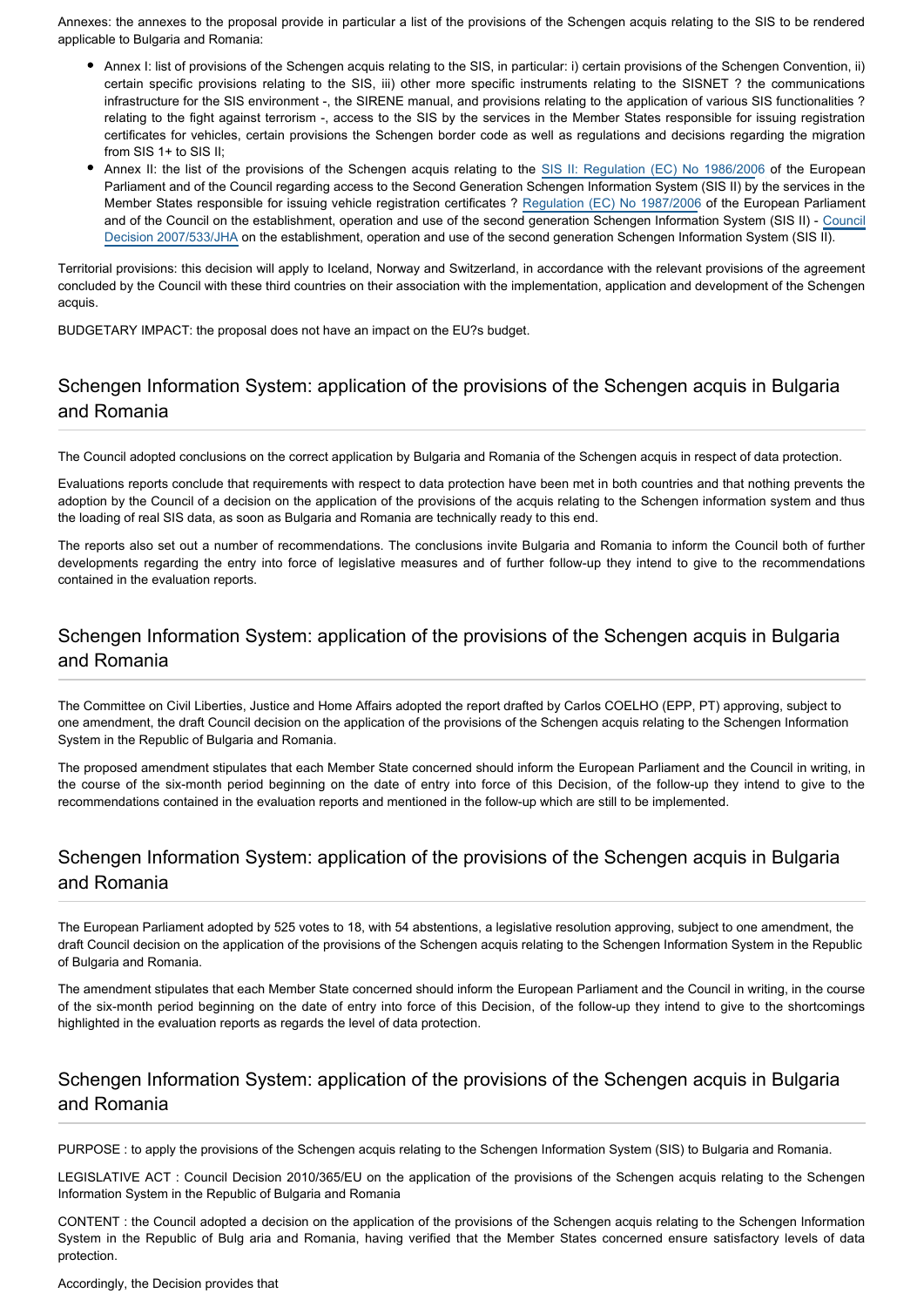Annexes: the annexes to the proposal provide in particular a list of the provisions of the Schengen acquis relating to the SIS to be rendered applicable to Bulgaria and Romania:

- Annex I: list of provisions of the Schengen acquis relating to the SIS, in particular: i) certain provisions of the Schengen Convention, ii) certain specific provisions relating to the SIS, iii) other more specific instruments relating to the SISNET ? the communications infrastructure for the SIS environment -, the SIRENE manual, and provisions relating to the application of various SIS functionalities ? relating to the fight against terrorism -, access to the SIS by the services in the Member States responsible for issuing registration certificates for vehicles, certain provisions the Schengen border code as well as regulations and decisions regarding the migration from SIS 1+ to SIS II;
- Annex II: the list of the provisions of the Schengen acquis relating to the SIS II: Regulation (EC) No 1986/2006 of the European Parliament and of the Council regarding access to the Second Generation Schengen Information System (SIS II) by the services in the Member States responsible for issuing vehicle registration certificates ? Regulation (EC) No 1987/2006 of the European Parliament and of the Council on the establishment, operation and use of the second generation Schengen Information System (SIS II) - Council Decision 2007/533/JHA on the establishment, operation and use of the second generation Schengen Information System (SIS II).

Territorial provisions: this decision will apply to Iceland, Norway and Switzerland, in accordance with the relevant provisions of the agreement concluded by the Council with these third countries on their association with the implementation, application and development of the Schengen acquis.

BUDGETARY IMPACT: the proposal does not have an impact on the EU?s budget.

## Schengen Information System: application of the provisions of the Schengen acquis in Bulgaria and Romania

The Council adopted conclusions on the correct application by Bulgaria and Romania of the Schengen acquis in respect of data protection.

Evaluations reports conclude that requirements with respect to data protection have been met in both countries and that nothing prevents the adoption by the Council of a decision on the application of the provisions of the acquis relating to the Schengen information system and thus the loading of real SIS data, as soon as Bulgaria and Romania are technically ready to this end.

The reports also set out a number of recommendations. The conclusions invite Bulgaria and Romania to inform the Council both of further developments regarding the entry into force of legislative measures and of further follow-up they intend to give to the recommendations contained in the evaluation reports.

## Schengen Information System: application of the provisions of the Schengen acquis in Bulgaria and Romania

The Committee on Civil Liberties, Justice and Home Affairs adopted the report drafted by Carlos COELHO (EPP, PT) approving, subject to one amendment, the draft Council decision on the application of the provisions of the Schengen acquis relating to the Schengen Information System in the Republic of Bulgaria and Romania.

The proposed amendment stipulates that each Member State concerned should inform the European Parliament and the Council in writing, in the course of the six-month period beginning on the date of entry into force of this Decision, of the follow-up they intend to give to the recommendations contained in the evaluation reports and mentioned in the follow-up which are still to be implemented.

## Schengen Information System: application of the provisions of the Schengen acquis in Bulgaria and Romania

The European Parliament adopted by 525 votes to 18, with 54 abstentions, a legislative resolution approving, subject to one amendment, the draft Council decision on the application of the provisions of the Schengen acquis relating to the Schengen Information System in the Republic of Bulgaria and Romania.

The amendment stipulates that each Member State concerned should inform the European Parliament and the Council in writing, in the course of the six-month period beginning on the date of entry into force of this Decision, of the follow-up they intend to give to the shortcomings highlighted in the evaluation reports as regards the level of data protection.

## Schengen Information System: application of the provisions of the Schengen acquis in Bulgaria and Romania

PURPOSE : to apply the provisions of the Schengen acquis relating to the Schengen Information System (SIS) to Bulgaria and Romania.

LEGISLATIVE ACT : Council Decision 2010/365/EU on the application of the provisions of the Schengen acquis relating to the Schengen Information System in the Republic of Bulgaria and Romania

CONTENT : the Council adopted a decision on the application of the provisions of the Schengen acquis relating to the Schengen Information System in the Republic of Bulg aria and Romania, having verified that the Member States concerned ensure satisfactory levels of data protection.

Accordingly, the Decision provides that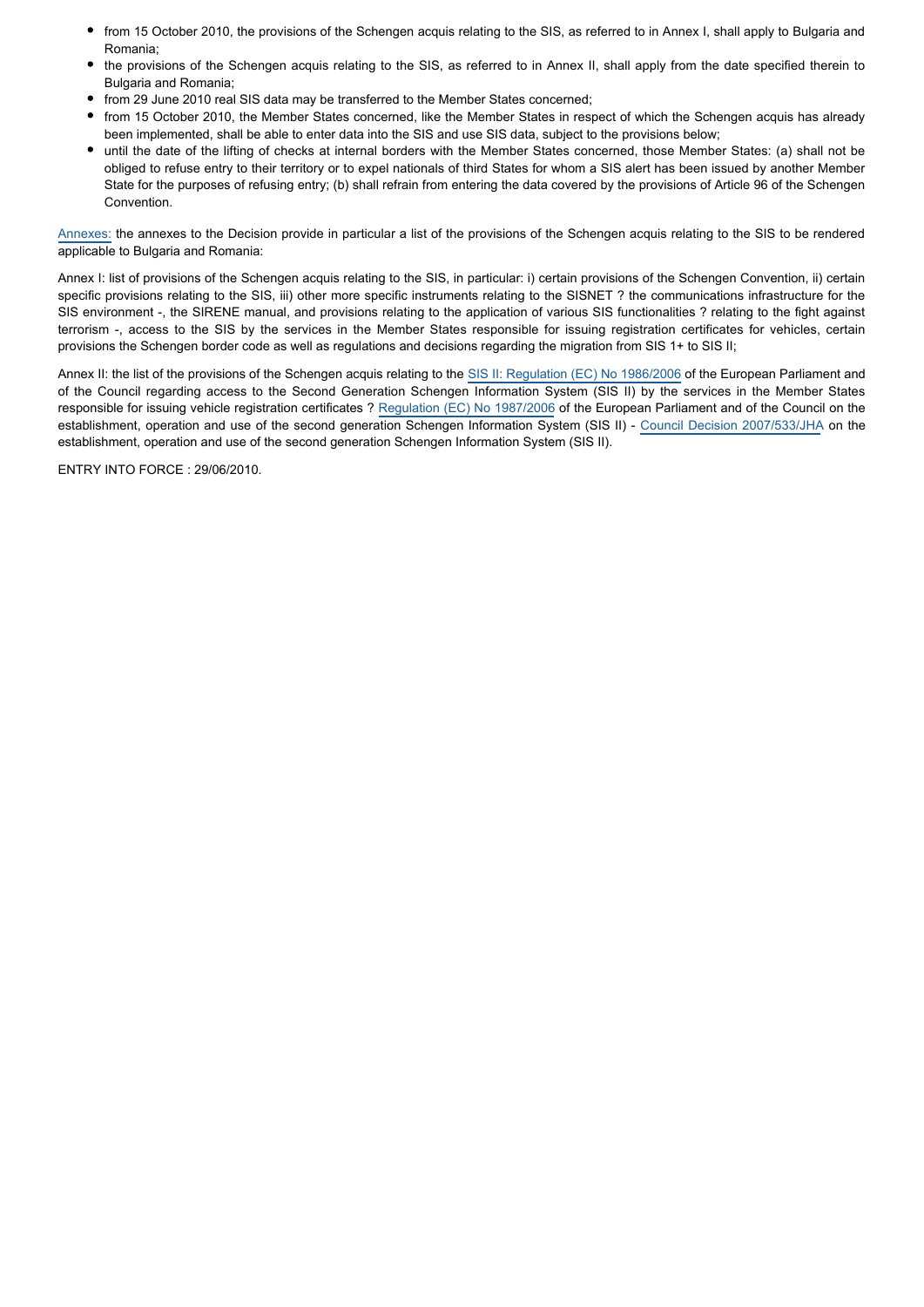- from 15 October 2010, the provisions of the Schengen acquis relating to the SIS, as referred to in Annex I, shall apply to Bulgaria and Romania;
- the provisions of the Schengen acquis relating to the SIS, as referred to in Annex II, shall apply from the date specified therein to Bulgaria and Romania;
- from 29 June 2010 real SIS data may be transferred to the Member States concerned;
- from 15 October 2010, the Member States concerned, like the Member States in respect of which the Schengen acquis has already been implemented, shall be able to enter data into the SIS and use SIS data, subject to the provisions below;
- until the date of the lifting of checks at internal borders with the Member States concerned, those Member States: (a) shall not be obliged to refuse entry to their territory or to expel nationals of third States for whom a SIS alert has been issued by another Member State for the purposes of refusing entry; (b) shall refrain from entering the data covered by the provisions of Article 96 of the Schengen Convention.

Annexes: the annexes to the Decision provide in particular a list of the provisions of the Schengen acquis relating to the SIS to be rendered applicable to Bulgaria and Romania:

Annex I: list of provisions of the Schengen acquis relating to the SIS, in particular: i) certain provisions of the Schengen Convention, ii) certain specific provisions relating to the SIS, iii) other more specific instruments relating to the SISNET ? the communications infrastructure for the SIS environment -, the SIRENE manual, and provisions relating to the application of various SIS functionalities ? relating to the fight against terrorism -, access to the SIS by the services in the Member States responsible for issuing registration certificates for vehicles, certain provisions the Schengen border code as well as regulations and decisions regarding the migration from SIS 1+ to SIS II;

Annex II: the list of the provisions of the Schengen acquis relating to the SIS II: Regulation (EC) No 1986/2006 of the European Parliament and of the Council regarding access to the Second Generation Schengen Information System (SIS II) by the services in the Member States responsible for issuing vehicle registration certificates ? Regulation (EC) No 1987/2006 of the European Parliament and of the Council on the establishment, operation and use of the second generation Schengen Information System (SIS II) - Council Decision 2007/533/JHA on the establishment, operation and use of the second generation Schengen Information System (SIS II).

ENTRY INTO FORCE : 29/06/2010.